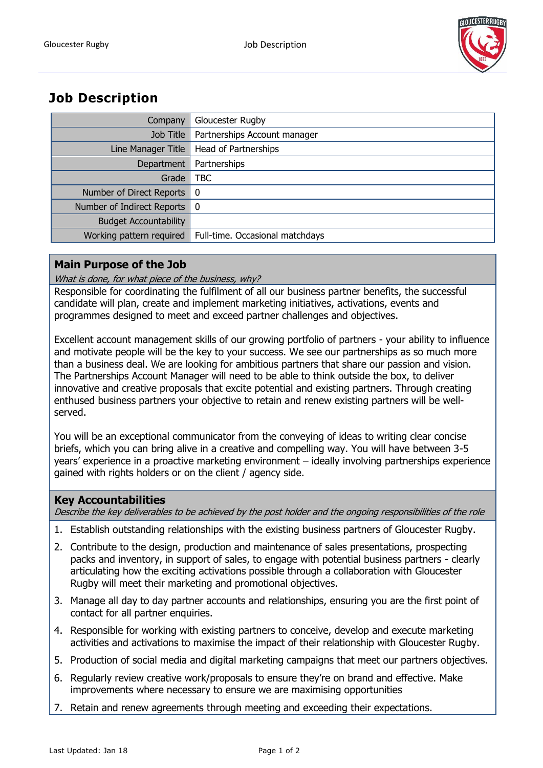# Job Description

| | |
|---|---|
| Company | Gloucester Rugby |
| Job Title | Partnerships Account manager |
| Line Manager Title | Head of Partnerships |
| Department | Partnerships |
| Grade | TBC |
| Number of Direct Reports | 0 |
| Number of Indirect Reports | 0 |
| Budget Accountability | |
| Working pattern required | Full-time. Occasional matchdays |

## Main Purpose of the Job

*What is done, for what piece of the business, why?*

Responsible for coordinating the fulfilment of all our business partner benefits, the successful candidate will plan, create and implement marketing initiatives, activations, events and programmes designed to meet and exceed partner challenges and objectives.

Excellent account management skills of our growing portfolio of partners - your ability to influence and motivate people will be the key to your success. We see our partnerships as so much more than a business deal. We are looking for ambitious partners that share our passion and vision. The Partnerships Account Manager will need to be able to think outside the box, to deliver innovative and creative proposals that excite potential and existing partners. Through creating enthused business partners your objective to retain and renew existing partners will be well-served.

You will be an exceptional communicator from the conveying of ideas to writing clear concise briefs, which you can bring alive in a creative and compelling way. You will have between 3-5 years' experience in a proactive marketing environment – ideally involving partnerships experience gained with rights holders or on the client / agency side.

## Key Accountabilities

*Describe the key deliverables to be achieved by the post holder and the ongoing responsibilities of the role*

1. Establish outstanding relationships with the existing business partners of Gloucester Rugby.
2. Contribute to the design, production and maintenance of sales presentations, prospecting packs and inventory, in support of sales, to engage with potential business partners - clearly articulating how the exciting activations possible through a collaboration with Gloucester Rugby will meet their marketing and promotional objectives.
3. Manage all day to day partner accounts and relationships, ensuring you are the first point of contact for all partner enquiries.
4. Responsible for working with existing partners to conceive, develop and execute marketing activities and activations to maximise the impact of their relationship with Gloucester Rugby.
5. Production of social media and digital marketing campaigns that meet our partners objectives.
6. Regularly review creative work/proposals to ensure they're on brand and effective. Make improvements where necessary to ensure we are maximising opportunities
7. Retain and renew agreements through meeting and exceeding their expectations.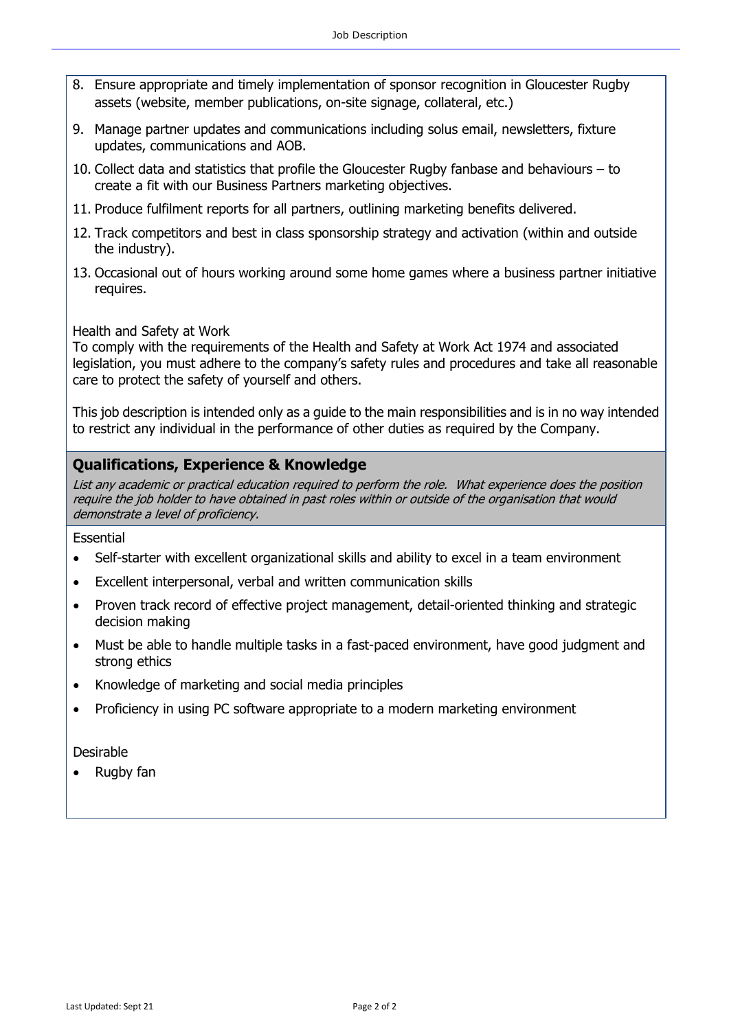8. Ensure appropriate and timely implementation of sponsor recognition in Gloucester Rugby assets (website, member publications, on-site signage, collateral, etc.)
9. Manage partner updates and communications including solus email, newsletters, fixture updates, communications and AOB.
10. Collect data and statistics that profile the Gloucester Rugby fanbase and behaviours – to create a fit with our Business Partners marketing objectives.
11. Produce fulfilment reports for all partners, outlining marketing benefits delivered.
12. Track competitors and best in class sponsorship strategy and activation (within and outside the industry).
13. Occasional out of hours working around some home games where a business partner initiative requires.

Health and Safety at Work
To comply with the requirements of the Health and Safety at Work Act 1974 and associated legislation, you must adhere to the company's safety rules and procedures and take all reasonable care to protect the safety of yourself and others.

This job description is intended only as a guide to the main responsibilities and is in no way intended to restrict any individual in the performance of other duties as required by the Company.

## Qualifications, Experience & Knowledge

*List any academic or practical education required to perform the role. What experience does the position require the job holder to have obtained in past roles within or outside of the organisation that would demonstrate a level of proficiency.*

Essential

- Self-starter with excellent organizational skills and ability to excel in a team environment
- Excellent interpersonal, verbal and written communication skills
- Proven track record of effective project management, detail-oriented thinking and strategic decision making
- Must be able to handle multiple tasks in a fast-paced environment, have good judgment and strong ethics
- Knowledge of marketing and social media principles
- Proficiency in using PC software appropriate to a modern marketing environment

Desirable

- Rugby fan